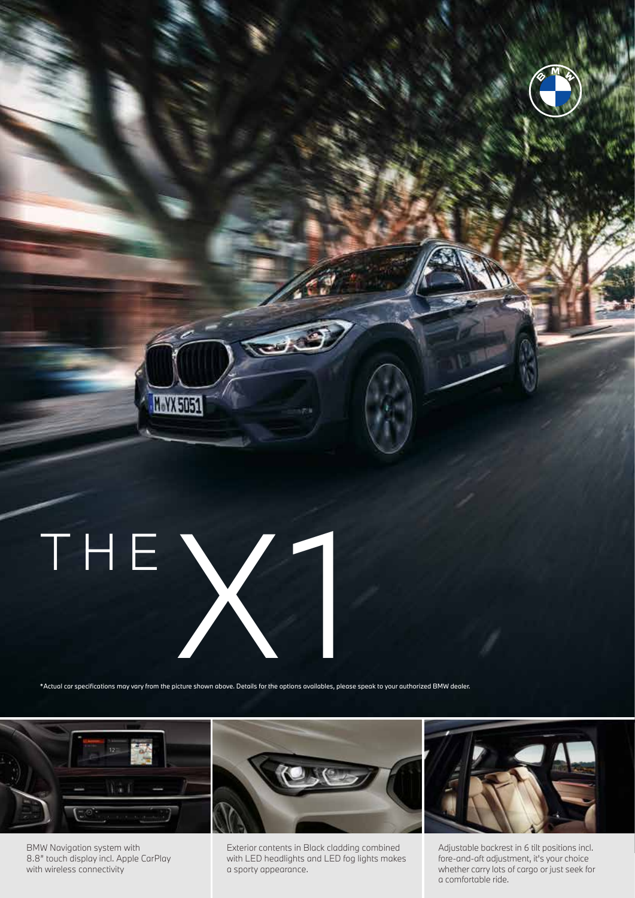# THE X1

*Actual car specifications may vary from the picture shown above. Details for the options availables, please speak to your authorized BMW dealer.

BMW Navigation system with 8.8" touch display incl. Apple CarPlay with wireless connectivity

Exterior contents in Black cladding combined with LED headlights and LED fog lights makes a sporty appearance.

Adjustable backrest in 6 tilt positions incl. fore-and-aft adjustment, it's your choice whether carry lots of cargo or just seek for a comfortable ride.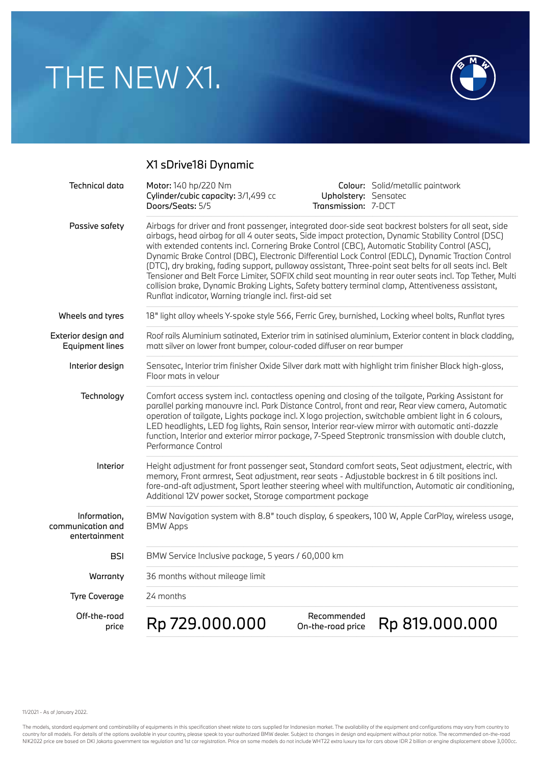# THE NEW X1.

## X1 sDrive18i Dynamic

| | |
|---|---|
| Technical data | **Motor:** 140 hp/220 Nm<br>**Cylinder/cubic capacity:** 3/1,499 cc<br>**Doors/Seats:** 5/5<br>**Colour:** Solid/metallic paintwork<br>**Upholstery:** Sensatec<br>**Transmission:** 7-DCT |
| Passive safety | Airbags for driver and front passenger, integrated door-side seat backrest bolsters for all seat, side airbags, head airbag for all 4 outer seats, Side impact protection, Dynamic Stability Control (DSC) with extended contents incl. Cornering Brake Control (CBC), Automatic Stability Control (ASC), Dynamic Brake Control (DBC), Electronic Differential Lock Control (EDLC), Dynamic Traction Control (DTC), dry braking, fading support, pullaway assistant, Three-point seat belts for all seats incl. Belt Tensioner and Belt Force Limiter, SOFIX child seat mounting in rear outer seats incl. Top Tether, Multi collision brake, Dynamic Braking Lights, Safety battery terminal clamp, Attentiveness assistant, Runflat indicator, Warning triangle incl. first-aid set |
| Wheels and tyres | 18" light alloy wheels Y-spoke style 566, Ferric Grey, burnished, Locking wheel bolts, Runflat tyres |
| Exterior design and Equipment lines | Roof rails Aluminium satinated, Exterior trim in satinised aluminium, Exterior content in black cladding, matt silver on lower front bumper, colour-coded diffuser on rear bumper |
| Interior design | Sensatec, Interior trim finisher Oxide Silver dark matt with highlight trim finisher Black high-gloss, Floor mats in velour |
| Technology | Comfort access system incl. contactless opening and closing of the tailgate, Parking Assistant for parallel parking manouvre incl. Park Distance Control, front and rear, Rear view camera, Automatic operation of tailgate, Lights package incl. X logo projection, switchable ambient light in 6 colours, LED headlights, LED fog lights, Rain sensor, Interior rear-view mirror with automatic anti-dazzle function, Interior and exterior mirror package, 7-Speed Steptronic transmission with double clutch, Performance Control |
| Interior | Height adjustment for front passenger seat, Standard comfort seats, Seat adjustment, electric, with memory, Front armrest, Seat adjustment, rear seats - Adjustable backrest in 6 tilt positions incl. fore-and-aft adjustment, Sport leather steering wheel with multifunction, Automatic air conditioning, Additional 12V power socket, Storage compartment package |
| Information, communication and entertainment | BMW Navigation system with 8.8" touch display, 6 speakers, 100 W, Apple CarPlay, wireless usage, BMW Apps |
| BSI | BMW Service Inclusive package, 5 years / 60,000 km |
| Warranty | 36 months without mileage limit |
| Tyre Coverage | 24 months |
| Off-the-road price | **Rp 729.000.000**<br>Recommended On-the-road price **Rp 819.000.000** |

11/2021 - As of January 2022.

The models, standard equipment and combinability of equipments in this specification sheet relate to cars supplied for Indonesian market. The availability of the equipment and configurations may vary from country to country for all models. For details of the options available in your country, please speak to your authorized BMW dealer. Subject to changes in design and equipment without prior notice. The recommended on-the-road NIK2022 price are based on DKI Jakarta government tax regulation and 1st car registration. Price on some models do not include WHT22 extra luxury tax for cars above IDR 2 billion or engine displacement above 3,000cc.